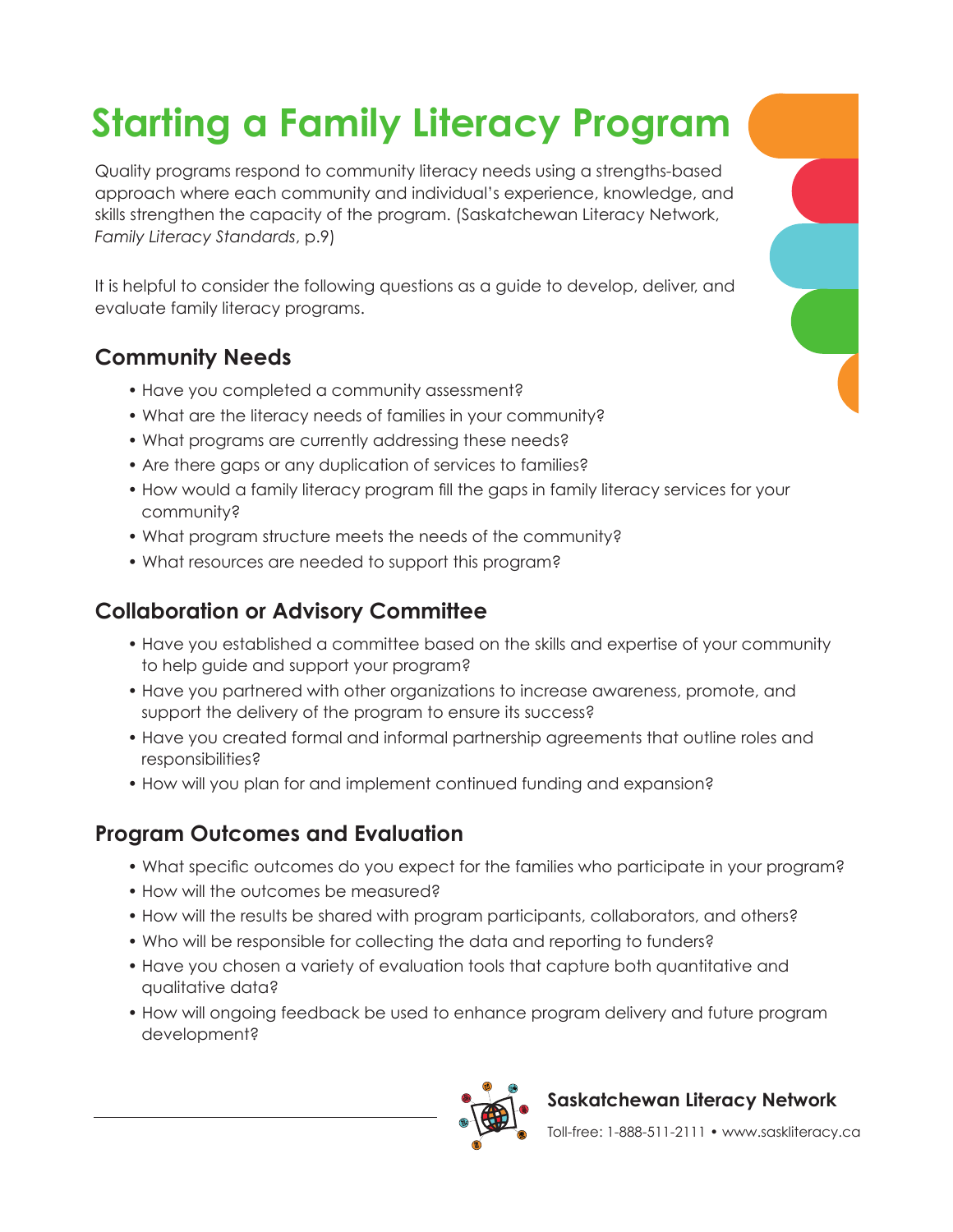# Starting a Family Literacy Program

Quality programs respond to community literacy needs using a strengths-based approach where each community and individual's experience, knowledge, and skills strengthen the capacity of the program. (Saskatchewan Literacy Network, *Family Literacy Standards*, p.9)

It is helpful to consider the following questions as a guide to develop, deliver, and evaluate family literacy programs.

## Community Needs

- Have you completed a community assessment?
- What are the literacy needs of families in your community?
- What programs are currently addressing these needs?
- Are there gaps or any duplication of services to families?
- How would a family literacy program fill the gaps in family literacy services for your community?
- What program structure meets the needs of the community?
- What resources are needed to support this program?

## Collaboration or Advisory Committee

- Have you established a committee based on the skills and expertise of your community to help guide and support your program?
- Have you partnered with other organizations to increase awareness, promote, and support the delivery of the program to ensure its success?
- Have you created formal and informal partnership agreements that outline roles and responsibilities?
- How will you plan for and implement continued funding and expansion?

## Program Outcomes and Evaluation

- What specific outcomes do you expect for the families who participate in your program?
- How will the outcomes be measured?
- How will the results be shared with program participants, collaborators, and others?
- Who will be responsible for collecting the data and reporting to funders?
- Have you chosen a variety of evaluation tools that capture both quantitative and qualitative data?
- How will ongoing feedback be used to enhance program delivery and future program development?

**Saskatchewan Literacy Network**

Toll-free: 1-888-511-2111 • www.sasklitercy.ca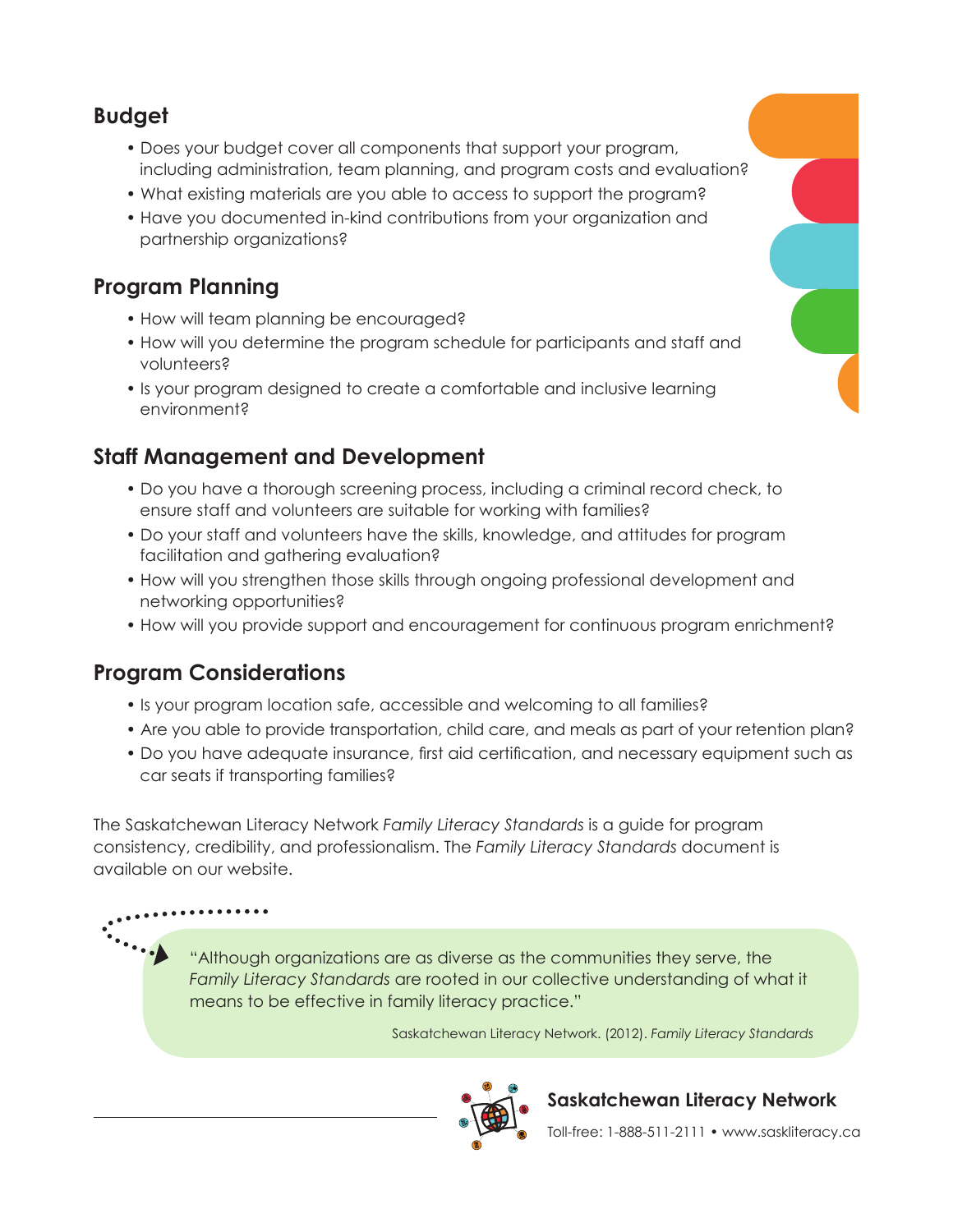## Budget

- Does your budget cover all components that support your program, including administration, team planning, and program costs and evaluation?
- What existing materials are you able to access to support the program?
- Have you documented in-kind contributions from your organization and partnership organizations?

## Program Planning

- How will team planning be encouraged?
- How will you determine the program schedule for participants and staff and volunteers?
- Is your program designed to create a comfortable and inclusive learning environment?

## Staff Management and Development

- Do you have a thorough screening process, including a criminal record check, to ensure staff and volunteers are suitable for working with families?
- Do your staff and volunteers have the skills, knowledge, and attitudes for program facilitation and gathering evaluation?
- How will you strengthen those skills through ongoing professional development and networking opportunities?
- How will you provide support and encouragement for continuous program enrichment?

## Program Considerations

- Is your program location safe, accessible and welcoming to all families?
- Are you able to provide transportation, child care, and meals as part of your retention plan?
- Do you have adequate insurance, first aid certification, and necessary equipment such as car seats if transporting families?

The Saskatchewan Literacy Network *Family Literacy Standards* is a guide for program consistency, credibility, and professionalism. The *Family Literacy Standards* document is available on our website.

> "Although organizations are as diverse as the communities they serve, the *Family Literacy Standards* are rooted in our collective understanding of what it means to be effective in family literacy practice."
>
> Saskatchewan Literacy Network. (2012). *Family Literacy Standards*

**Saskatchewan Literacy Network**

Toll-free: 1-888-511-2111 • www.saskliteracy.ca